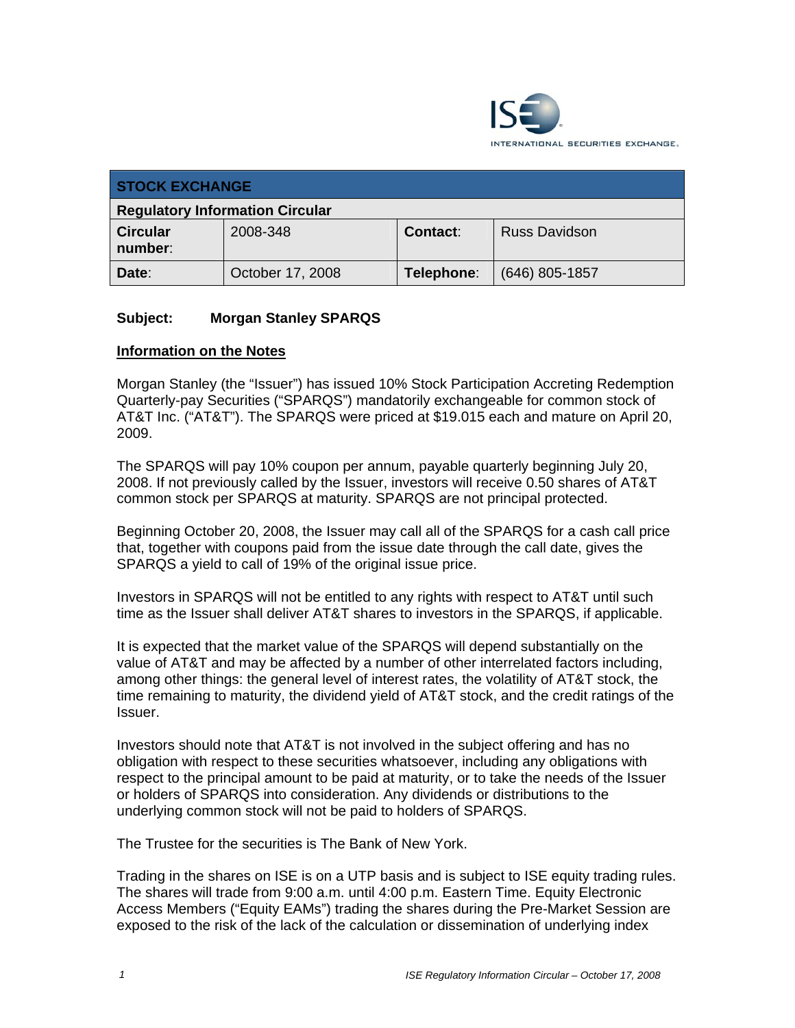INTERNATIONAL SECURITIES EXCHANGE.

| STOCK EXCHANGE | | | |
|---|---|---|---|
| Regulatory Information Circular | | | |
| **Circular number**: | 2008-348 | **Contact**: | Russ Davidson |
| **Date**: | October 17, 2008 | **Telephone**: | (646) 805-1857 |

**Subject: Morgan Stanley SPARQS**

**Information on the Notes**

Morgan Stanley (the "Issuer") has issued 10% Stock Participation Accreting Redemption Quarterly-pay Securities ("SPARQS") mandatorily exchangeable for common stock of AT&T Inc. ("AT&T"). The SPARQS were priced at $19.015 each and mature on April 20, 2009.

The SPARQS will pay 10% coupon per annum, payable quarterly beginning July 20, 2008. If not previously called by the Issuer, investors will receive 0.50 shares of AT&T common stock per SPARQS at maturity. SPARQS are not principal protected.

Beginning October 20, 2008, the Issuer may call all of the SPARQS for a cash call price that, together with coupons paid from the issue date through the call date, gives the SPARQS a yield to call of 19% of the original issue price.

Investors in SPARQS will not be entitled to any rights with respect to AT&T until such time as the Issuer shall deliver AT&T shares to investors in the SPARQS, if applicable.

It is expected that the market value of the SPARQS will depend substantially on the value of AT&T and may be affected by a number of other interrelated factors including, among other things: the general level of interest rates, the volatility of AT&T stock, the time remaining to maturity, the dividend yield of AT&T stock, and the credit ratings of the Issuer.

Investors should note that AT&T is not involved in the subject offering and has no obligation with respect to these securities whatsoever, including any obligations with respect to the principal amount to be paid at maturity, or to take the needs of the Issuer or holders of SPARQS into consideration. Any dividends or distributions to the underlying common stock will not be paid to holders of SPARQS.

The Trustee for the securities is The Bank of New York.

Trading in the shares on ISE is on a UTP basis and is subject to ISE equity trading rules. The shares will trade from 9:00 a.m. until 4:00 p.m. Eastern Time. Equity Electronic Access Members ("Equity EAMs") trading the shares during the Pre-Market Session are exposed to the risk of the lack of the calculation or dissemination of underlying index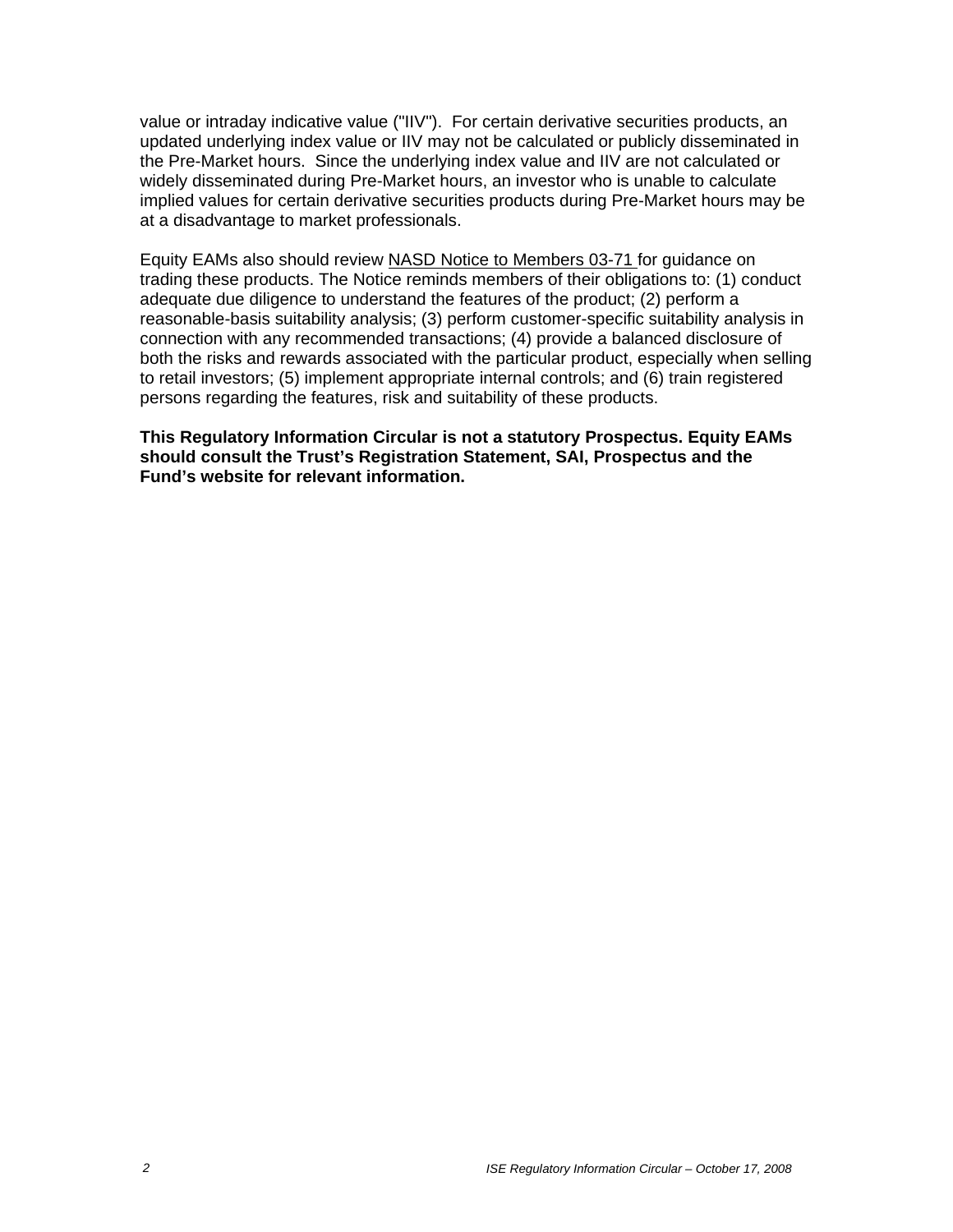value or intraday indicative value ("IIV"). For certain derivative securities products, an updated underlying index value or IIV may not be calculated or publicly disseminated in the Pre-Market hours. Since the underlying index value and IIV are not calculated or widely disseminated during Pre-Market hours, an investor who is unable to calculate implied values for certain derivative securities products during Pre-Market hours may be at a disadvantage to market professionals.

Equity EAMs also should review NASD Notice to Members 03-71 for guidance on trading these products. The Notice reminds members of their obligations to: (1) conduct adequate due diligence to understand the features of the product; (2) perform a reasonable-basis suitability analysis; (3) perform customer-specific suitability analysis in connection with any recommended transactions; (4) provide a balanced disclosure of both the risks and rewards associated with the particular product, especially when selling to retail investors; (5) implement appropriate internal controls; and (6) train registered persons regarding the features, risk and suitability of these products.

**This Regulatory Information Circular is not a statutory Prospectus. Equity EAMs should consult the Trust's Registration Statement, SAI, Prospectus and the Fund's website for relevant information.**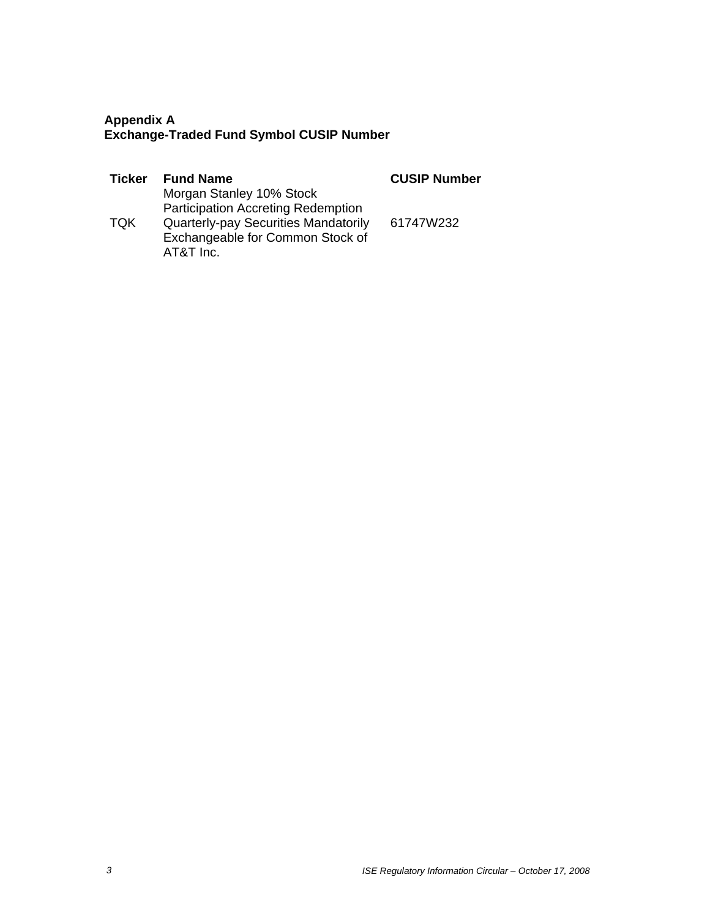**Appendix A**
**Exchange-Traded Fund Symbol CUSIP Number**

| Ticker | Fund Name | CUSIP Number |
|---|---|---|
| TQK | Morgan Stanley 10% Stock Participation Accreting Redemption Quarterly-pay Securities Mandatorily Exchangeable for Common Stock of AT&T Inc. | 61747W232 |